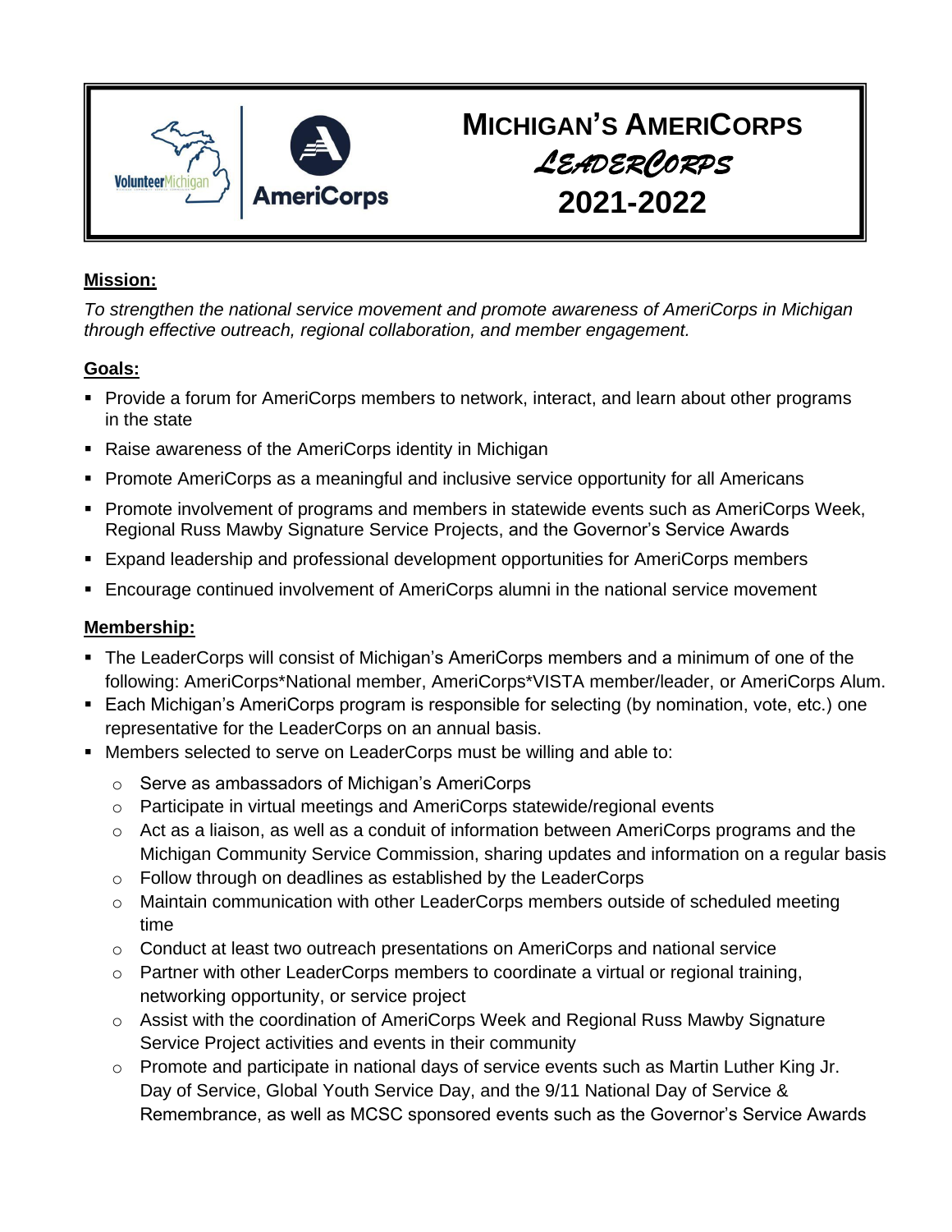# MICHIGAN'S AMERICORPS *LEADERCORPS* 2021-2022

**Mission:**

*To strengthen the national service movement and promote awareness of AmeriCorps in Michigan through effective outreach, regional collaboration, and member engagement.*

**Goals:**

- Provide a forum for AmeriCorps members to network, interact, and learn about other programs in the state
- Raise awareness of the AmeriCorps identity in Michigan
- Promote AmeriCorps as a meaningful and inclusive service opportunity for all Americans
- Promote involvement of programs and members in statewide events such as AmeriCorps Week, Regional Russ Mawby Signature Service Projects, and the Governor's Service Awards
- Expand leadership and professional development opportunities for AmeriCorps members
- Encourage continued involvement of AmeriCorps alumni in the national service movement

**Membership:**

- The LeaderCorps will consist of Michigan's AmeriCorps members and a minimum of one of the following: AmeriCorps*National member, AmeriCorps*VISTA member/leader, or AmeriCorps Alum.
- Each Michigan's AmeriCorps program is responsible for selecting (by nomination, vote, etc.) one representative for the LeaderCorps on an annual basis.
- Members selected to serve on LeaderCorps must be willing and able to:
  - Serve as ambassadors of Michigan's AmeriCorps
  - Participate in virtual meetings and AmeriCorps statewide/regional events
  - Act as a liaison, as well as a conduit of information between AmeriCorps programs and the Michigan Community Service Commission, sharing updates and information on a regular basis
  - Follow through on deadlines as established by the LeaderCorps
  - Maintain communication with other LeaderCorps members outside of scheduled meeting time
  - Conduct at least two outreach presentations on AmeriCorps and national service
  - Partner with other LeaderCorps members to coordinate a virtual or regional training, networking opportunity, or service project
  - Assist with the coordination of AmeriCorps Week and Regional Russ Mawby Signature Service Project activities and events in their community
  - Promote and participate in national days of service events such as Martin Luther King Jr. Day of Service, Global Youth Service Day, and the 9/11 National Day of Service & Remembrance, as well as MCSC sponsored events such as the Governor's Service Awards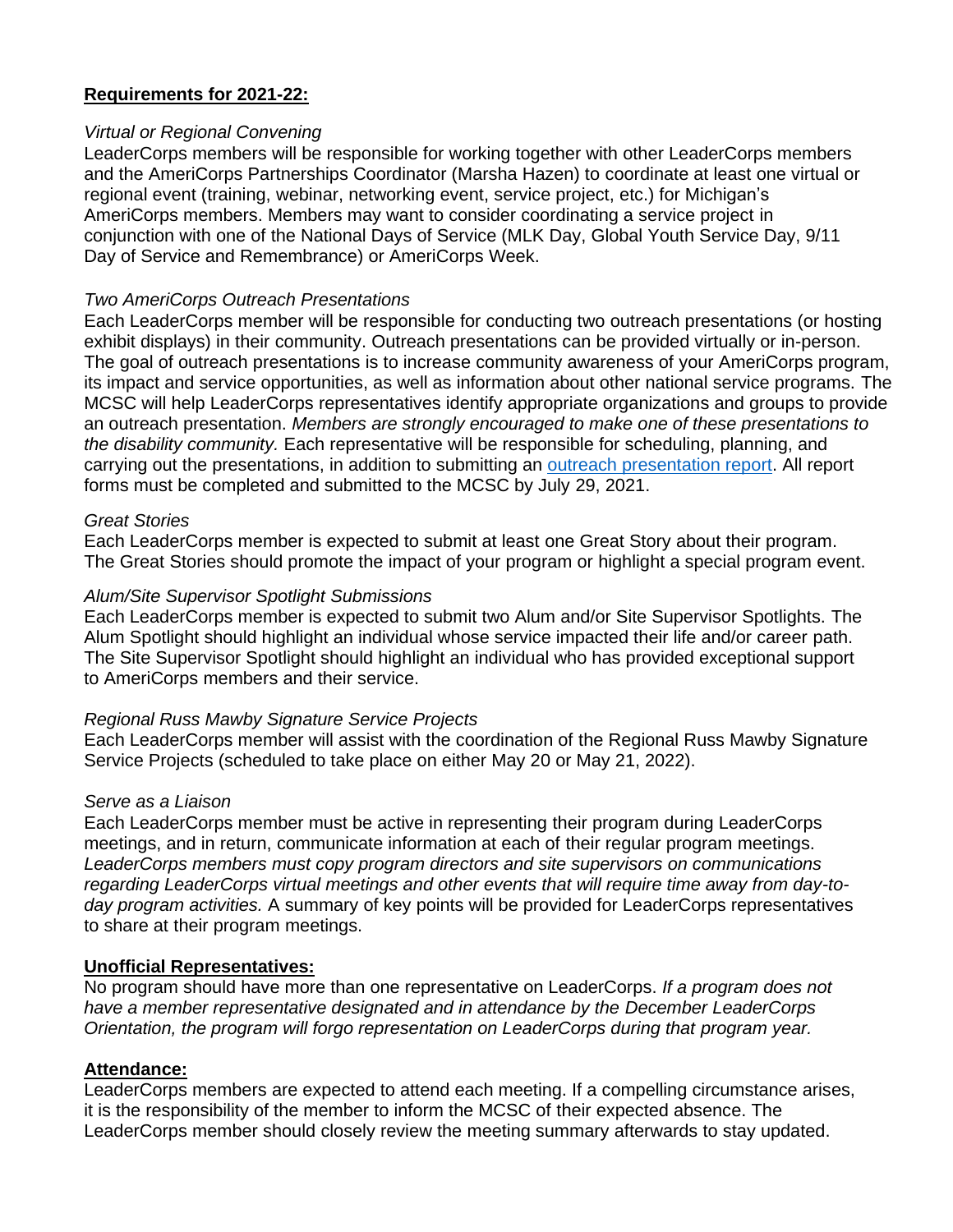**Requirements for 2021-22:**

*Virtual or Regional Convening*

LeaderCorps members will be responsible for working together with other LeaderCorps members and the AmeriCorps Partnerships Coordinator (Marsha Hazen) to coordinate at least one virtual or regional event (training, webinar, networking event, service project, etc.) for Michigan's AmeriCorps members. Members may want to consider coordinating a service project in conjunction with one of the National Days of Service (MLK Day, Global Youth Service Day, 9/11 Day of Service and Remembrance) or AmeriCorps Week.

*Two AmeriCorps Outreach Presentations*

Each LeaderCorps member will be responsible for conducting two outreach presentations (or hosting exhibit displays) in their community. Outreach presentations can be provided virtually or in-person. The goal of outreach presentations is to increase community awareness of your AmeriCorps program, its impact and service opportunities, as well as information about other national service programs. The MCSC will help LeaderCorps representatives identify appropriate organizations and groups to provide an outreach presentation. *Members are strongly encouraged to make one of these presentations to the disability community.* Each representative will be responsible for scheduling, planning, and carrying out the presentations, in addition to submitting an outreach presentation report. All report forms must be completed and submitted to the MCSC by July 29, 2021.

*Great Stories*

Each LeaderCorps member is expected to submit at least one Great Story about their program. The Great Stories should promote the impact of your program or highlight a special program event.

*Alum/Site Supervisor Spotlight Submissions*

Each LeaderCorps member is expected to submit two Alum and/or Site Supervisor Spotlights. The Alum Spotlight should highlight an individual whose service impacted their life and/or career path. The Site Supervisor Spotlight should highlight an individual who has provided exceptional support to AmeriCorps members and their service.

*Regional Russ Mawby Signature Service Projects*

Each LeaderCorps member will assist with the coordination of the Regional Russ Mawby Signature Service Projects (scheduled to take place on either May 20 or May 21, 2022).

*Serve as a Liaison*

Each LeaderCorps member must be active in representing their program during LeaderCorps meetings, and in return, communicate information at each of their regular program meetings. *LeaderCorps members must copy program directors and site supervisors on communications regarding LeaderCorps virtual meetings and other events that will require time away from day-to-day program activities.* A summary of key points will be provided for LeaderCorps representatives to share at their program meetings.

**Unofficial Representatives:**

No program should have more than one representative on LeaderCorps. *If a program does not have a member representative designated and in attendance by the December LeaderCorps Orientation, the program will forgo representation on LeaderCorps during that program year.*

**Attendance:**

LeaderCorps members are expected to attend each meeting. If a compelling circumstance arises, it is the responsibility of the member to inform the MCSC of their expected absence. The LeaderCorps member should closely review the meeting summary afterwards to stay updated.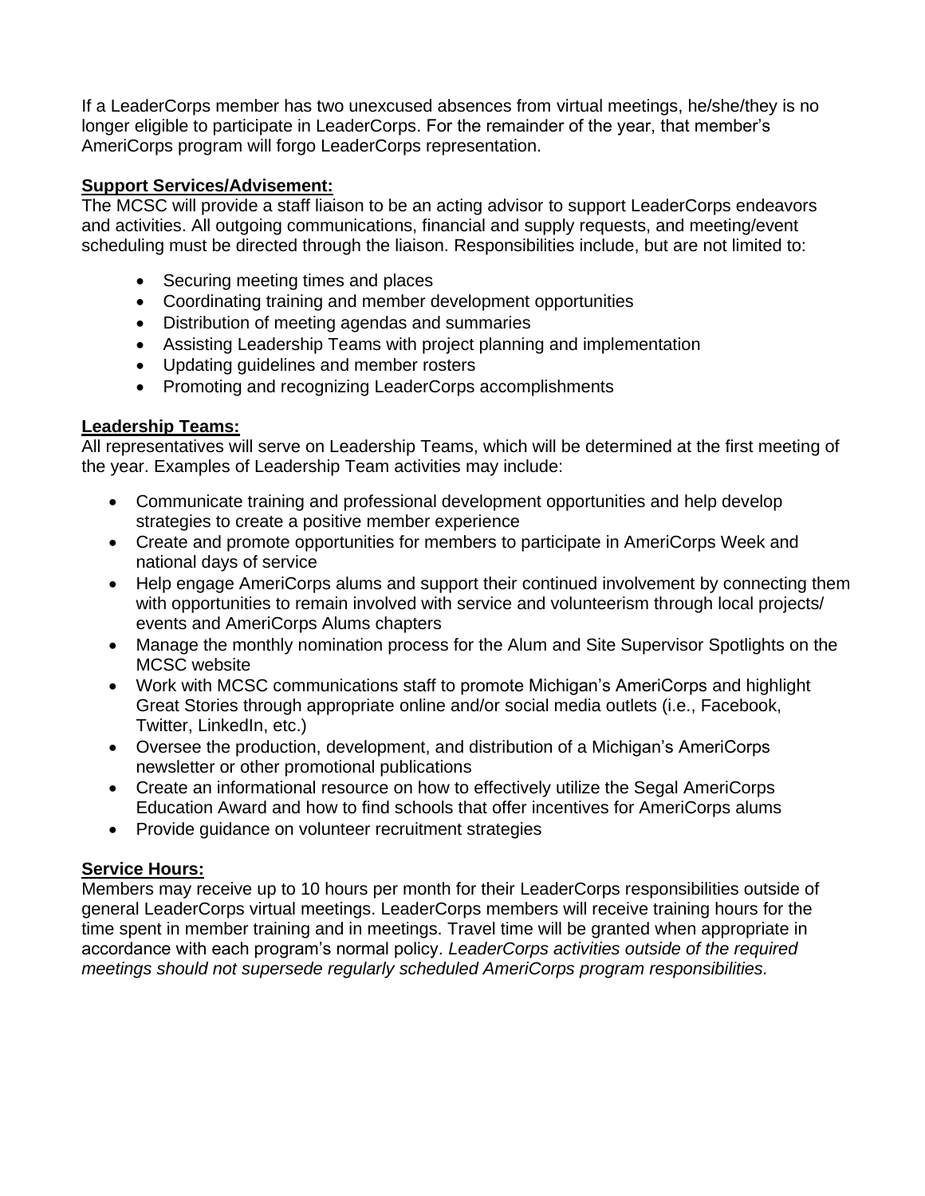If a LeaderCorps member has two unexcused absences from virtual meetings, he/she/they is no longer eligible to participate in LeaderCorps. For the remainder of the year, that member's AmeriCorps program will forgo LeaderCorps representation.

**Support Services/Advisement:**

The MCSC will provide a staff liaison to be an acting advisor to support LeaderCorps endeavors and activities. All outgoing communications, financial and supply requests, and meeting/event scheduling must be directed through the liaison. Responsibilities include, but are not limited to:

- Securing meeting times and places
- Coordinating training and member development opportunities
- Distribution of meeting agendas and summaries
- Assisting Leadership Teams with project planning and implementation
- Updating guidelines and member rosters
- Promoting and recognizing LeaderCorps accomplishments

**Leadership Teams:**

All representatives will serve on Leadership Teams, which will be determined at the first meeting of the year. Examples of Leadership Team activities may include:

- Communicate training and professional development opportunities and help develop strategies to create a positive member experience
- Create and promote opportunities for members to participate in AmeriCorps Week and national days of service
- Help engage AmeriCorps alums and support their continued involvement by connecting them with opportunities to remain involved with service and volunteerism through local projects/ events and AmeriCorps Alums chapters
- Manage the monthly nomination process for the Alum and Site Supervisor Spotlights on the MCSC website
- Work with MCSC communications staff to promote Michigan's AmeriCorps and highlight Great Stories through appropriate online and/or social media outlets (i.e., Facebook, Twitter, LinkedIn, etc.)
- Oversee the production, development, and distribution of a Michigan's AmeriCorps newsletter or other promotional publications
- Create an informational resource on how to effectively utilize the Segal AmeriCorps Education Award and how to find schools that offer incentives for AmeriCorps alums
- Provide guidance on volunteer recruitment strategies

**Service Hours:**

Members may receive up to 10 hours per month for their LeaderCorps responsibilities outside of general LeaderCorps virtual meetings. LeaderCorps members will receive training hours for the time spent in member training and in meetings. Travel time will be granted when appropriate in accordance with each program's normal policy. *LeaderCorps activities outside of the required meetings should not supersede regularly scheduled AmeriCorps program responsibilities.*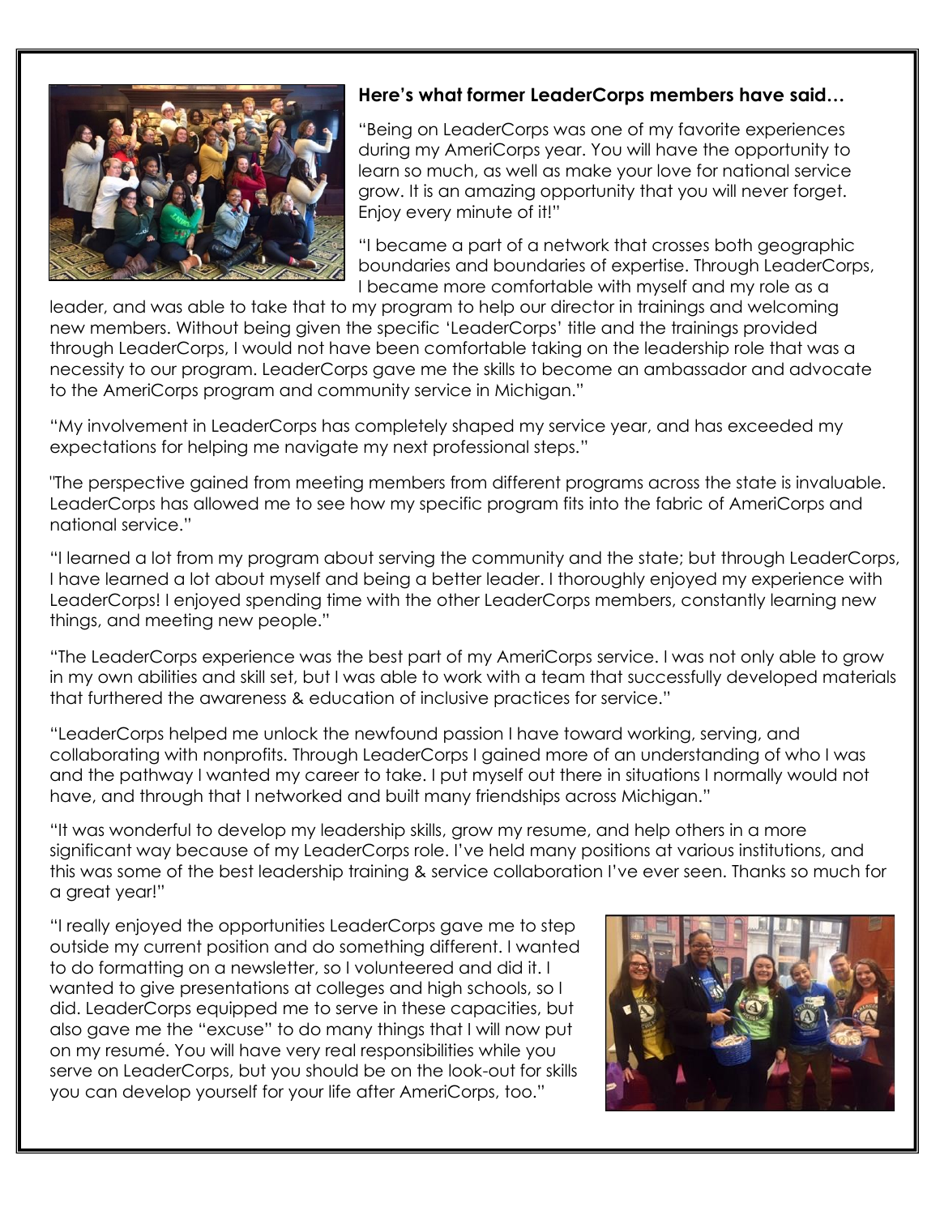**Here's what former LeaderCorps members have said…**

"Being on LeaderCorps was one of my favorite experiences during my AmeriCorps year. You will have the opportunity to learn so much, as well as make your love for national service grow. It is an amazing opportunity that you will never forget. Enjoy every minute of it!"

"I became a part of a network that crosses both geographic boundaries and boundaries of expertise. Through LeaderCorps, I became more comfortable with myself and my role as a leader, and was able to take that to my program to help our director in trainings and welcoming new members. Without being given the specific 'LeaderCorps' title and the trainings provided through LeaderCorps, I would not have been comfortable taking on the leadership role that was a necessity to our program. LeaderCorps gave me the skills to become an ambassador and advocate to the AmeriCorps program and community service in Michigan."

"My involvement in LeaderCorps has completely shaped my service year, and has exceeded my expectations for helping me navigate my next professional steps."

"The perspective gained from meeting members from different programs across the state is invaluable. LeaderCorps has allowed me to see how my specific program fits into the fabric of AmeriCorps and national service."

"I learned a lot from my program about serving the community and the state; but through LeaderCorps, I have learned a lot about myself and being a better leader. I thoroughly enjoyed my experience with LeaderCorps! I enjoyed spending time with the other LeaderCorps members, constantly learning new things, and meeting new people."

"The LeaderCorps experience was the best part of my AmeriCorps service. I was not only able to grow in my own abilities and skill set, but I was able to work with a team that successfully developed materials that furthered the awareness & education of inclusive practices for service."

"LeaderCorps helped me unlock the newfound passion I have toward working, serving, and collaborating with nonprofits. Through LeaderCorps I gained more of an understanding of who I was and the pathway I wanted my career to take. I put myself out there in situations I normally would not have, and through that I networked and built many friendships across Michigan."

"It was wonderful to develop my leadership skills, grow my resume, and help others in a more significant way because of my LeaderCorps role. I've held many positions at various institutions, and this was some of the best leadership training & service collaboration I've ever seen. Thanks so much for a great year!"

"I really enjoyed the opportunities LeaderCorps gave me to step outside my current position and do something different. I wanted to do formatting on a newsletter, so I volunteered and did it. I wanted to give presentations at colleges and high schools, so I did. LeaderCorps equipped me to serve in these capacities, but also gave me the "excuse" to do many things that I will now put on my resumé. You will have very real responsibilities while you serve on LeaderCorps, but you should be on the look-out for skills you can develop yourself for your life after AmeriCorps, too."